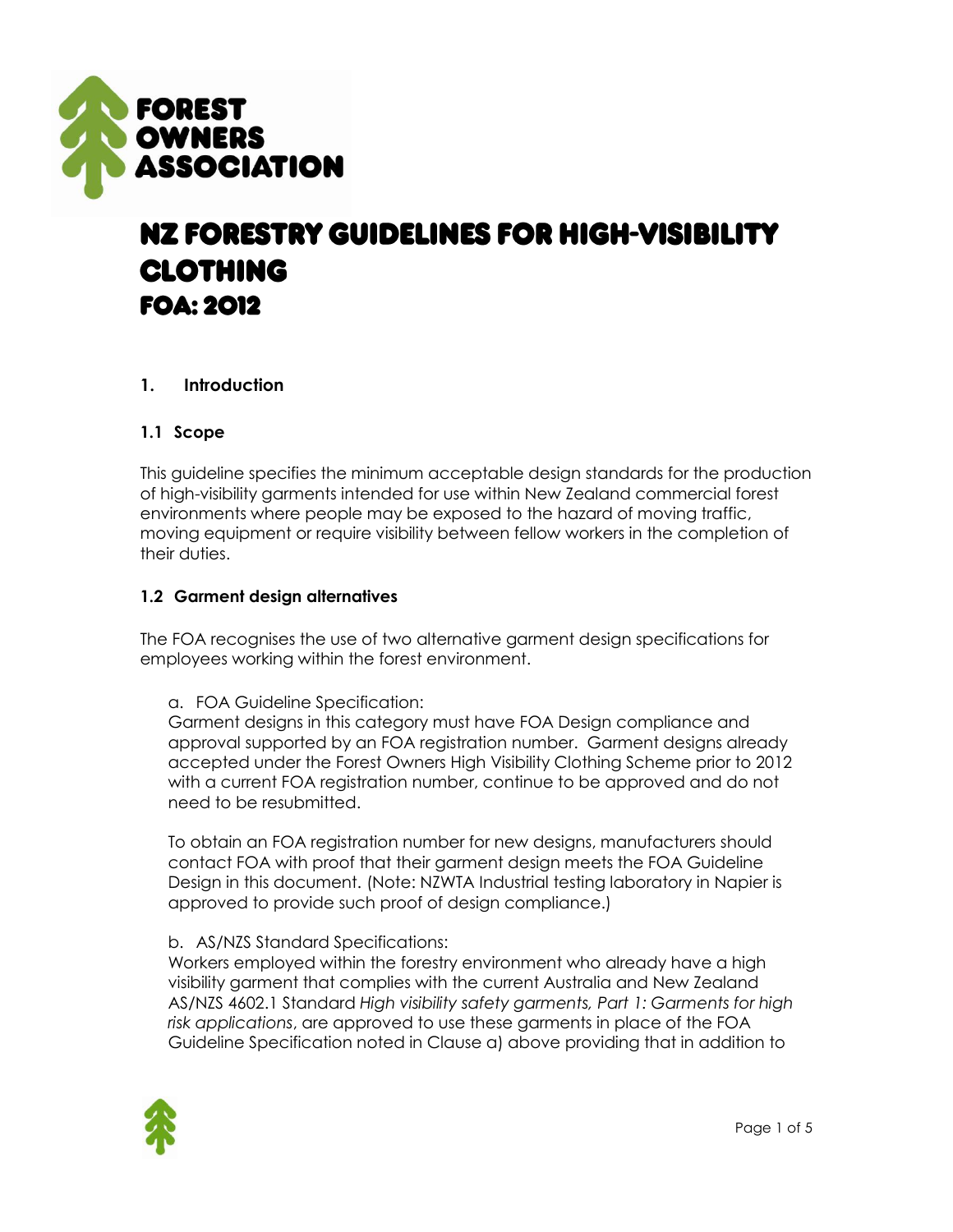FOREST OWNERS ASSOCIATION

# NZ FORESTRY GUIDELINES FOR HIGH-VISIBILITY CLOTHING
# FOA: 2012

## 1. Introduction

### 1.1 Scope

This guideline specifies the minimum acceptable design standards for the production of high-visibility garments intended for use within New Zealand commercial forest environments where people may be exposed to the hazard of moving traffic, moving equipment or require visibility between fellow workers in the completion of their duties.

### 1.2 Garment design alternatives

The FOA recognises the use of two alternative garment design specifications for employees working within the forest environment.

a. FOA Guideline Specification:
Garment designs in this category must have FOA Design compliance and approval supported by an FOA registration number. Garment designs already accepted under the Forest Owners High Visibility Clothing Scheme prior to 2012 with a current FOA registration number, continue to be approved and do not need to be resubmitted.

To obtain an FOA registration number for new designs, manufacturers should contact FOA with proof that their garment design meets the FOA Guideline Design in this document. (Note: NZWTA Industrial testing laboratory in Napier is approved to provide such proof of design compliance.)

b. AS/NZS Standard Specifications:
Workers employed within the forestry environment who already have a high visibility garment that complies with the current Australia and New Zealand AS/NZS 4602.1 Standard *High visibility safety garments, Part 1: Garments for high risk applications*, are approved to use these garments in place of the FOA Guideline Specification noted in Clause a) above providing that in addition to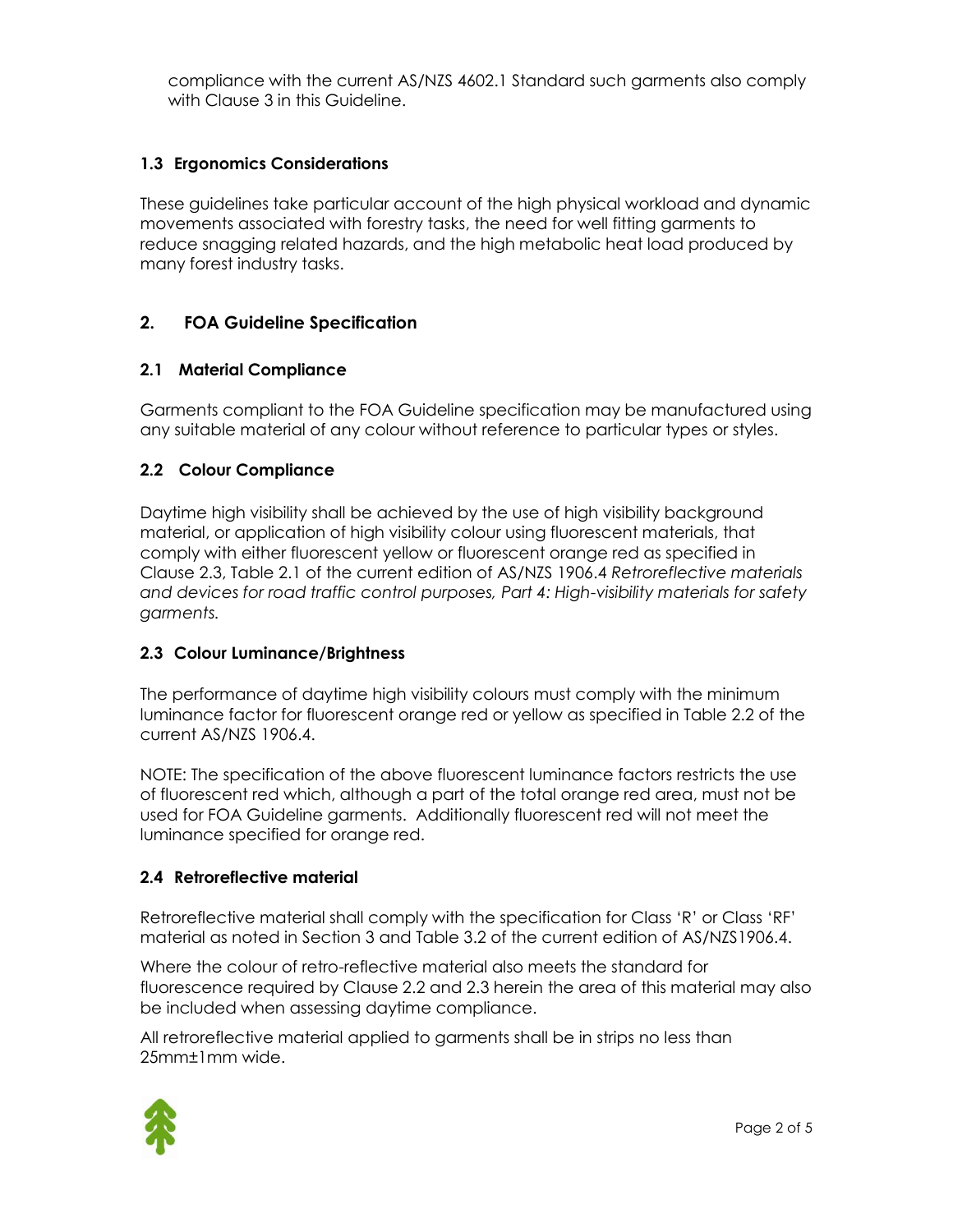compliance with the current AS/NZS 4602.1 Standard such garments also comply with Clause 3 in this Guideline.

### 1.3 Ergonomics Considerations

These guidelines take particular account of the high physical workload and dynamic movements associated with forestry tasks, the need for well fitting garments to reduce snagging related hazards, and the high metabolic heat load produced by many forest industry tasks.

## 2. FOA Guideline Specification

### 2.1 Material Compliance

Garments compliant to the FOA Guideline specification may be manufactured using any suitable material of any colour without reference to particular types or styles.

### 2.2 Colour Compliance

Daytime high visibility shall be achieved by the use of high visibility background material, or application of high visibility colour using fluorescent materials, that comply with either fluorescent yellow or fluorescent orange red as specified in Clause 2.3, Table 2.1 of the current edition of AS/NZS 1906.4 *Retroreflective materials and devices for road traffic control purposes, Part 4: High-visibility materials for safety garments.*

### 2.3 Colour Luminance/Brightness

The performance of daytime high visibility colours must comply with the minimum luminance factor for fluorescent orange red or yellow as specified in Table 2.2 of the current AS/NZS 1906.4.

NOTE: The specification of the above fluorescent luminance factors restricts the use of fluorescent red which, although a part of the total orange red area, must not be used for FOA Guideline garments. Additionally fluorescent red will not meet the luminance specified for orange red.

### 2.4 Retroreflective material

Retroreflective material shall comply with the specification for Class 'R' or Class 'RF' material as noted in Section 3 and Table 3.2 of the current edition of AS/NZS1906.4.

Where the colour of retro-reflective material also meets the standard for fluorescence required by Clause 2.2 and 2.3 herein the area of this material may also be included when assessing daytime compliance.

All retroreflective material applied to garments shall be in strips no less than 25mm±1mm wide.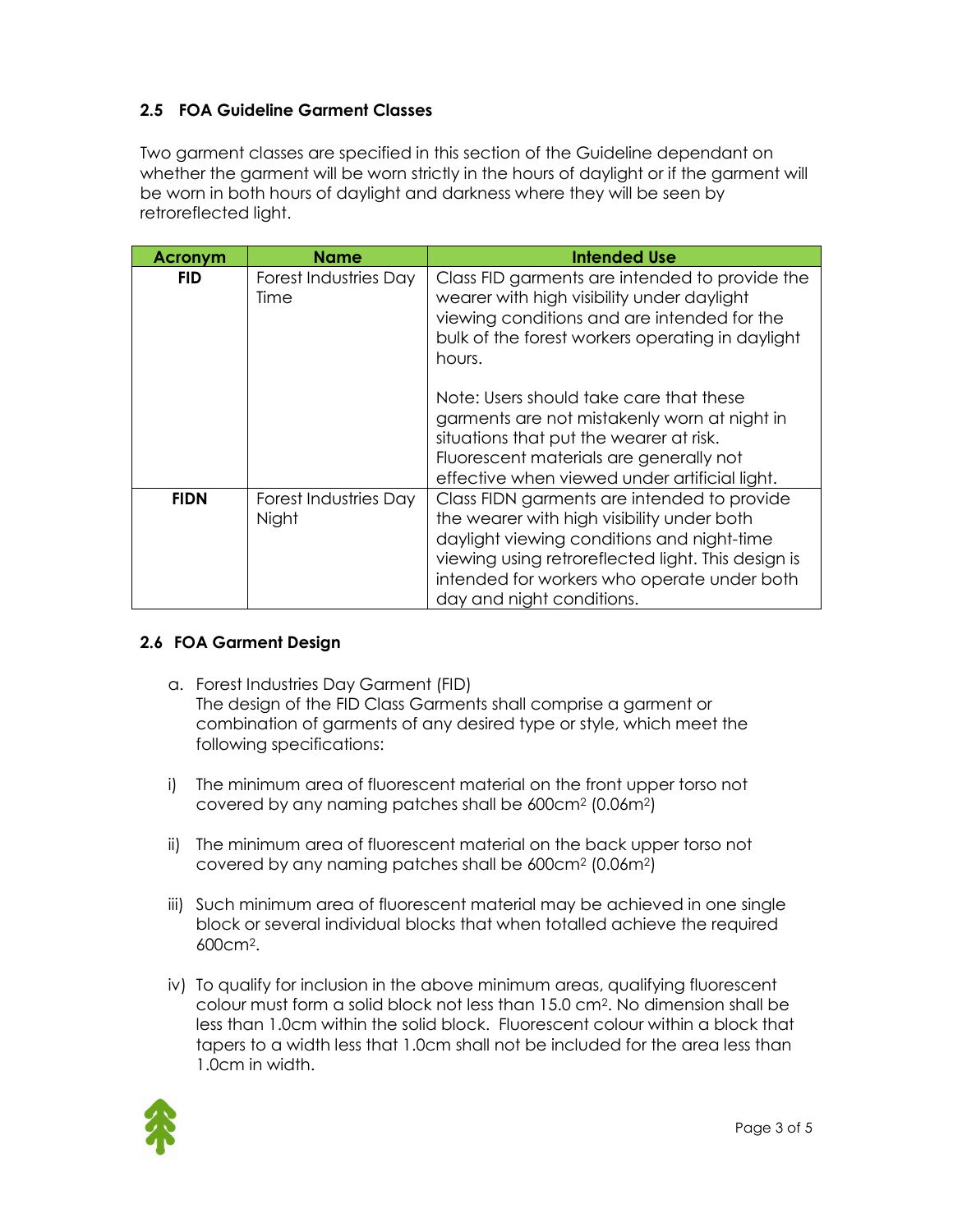### 2.5 FOA Guideline Garment Classes

Two garment classes are specified in this section of the Guideline dependant on whether the garment will be worn strictly in the hours of daylight or if the garment will be worn in both hours of daylight and darkness where they will be seen by retroreflected light.

| Acronym | Name | Intended Use |
|---|---|---|
| **FID** | Forest Industries Day Time | Class FID garments are intended to provide the wearer with high visibility under daylight viewing conditions and are intended for the bulk of the forest workers operating in daylight hours.<br><br>Note: Users should take care that these garments are not mistakenly worn at night in situations that put the wearer at risk. Fluorescent materials are generally not effective when viewed under artificial light. |
| **FIDN** | Forest Industries Day Night | Class FIDN garments are intended to provide the wearer with high visibility under both daylight viewing conditions and night-time viewing using retroreflected light. This design is intended for workers who operate under both day and night conditions. |

### 2.6 FOA Garment Design

a. Forest Industries Day Garment (FID)
   The design of the FID Class Garments shall comprise a garment or combination of garments of any desired type or style, which meet the following specifications:

i) The minimum area of fluorescent material on the front upper torso not covered by any naming patches shall be 600cm$^2$ (0.06m$^2$)

ii) The minimum area of fluorescent material on the back upper torso not covered by any naming patches shall be 600cm$^2$ (0.06m$^2$)

iii) Such minimum area of fluorescent material may be achieved in one single block or several individual blocks that when totalled achieve the required 600cm$^2$.

iv) To qualify for inclusion in the above minimum areas, qualifying fluorescent colour must form a solid block not less than 15.0 cm$^2$. No dimension shall be less than 1.0cm within the solid block. Fluorescent colour within a block that tapers to a width less that 1.0cm shall not be included for the area less than 1.0cm in width.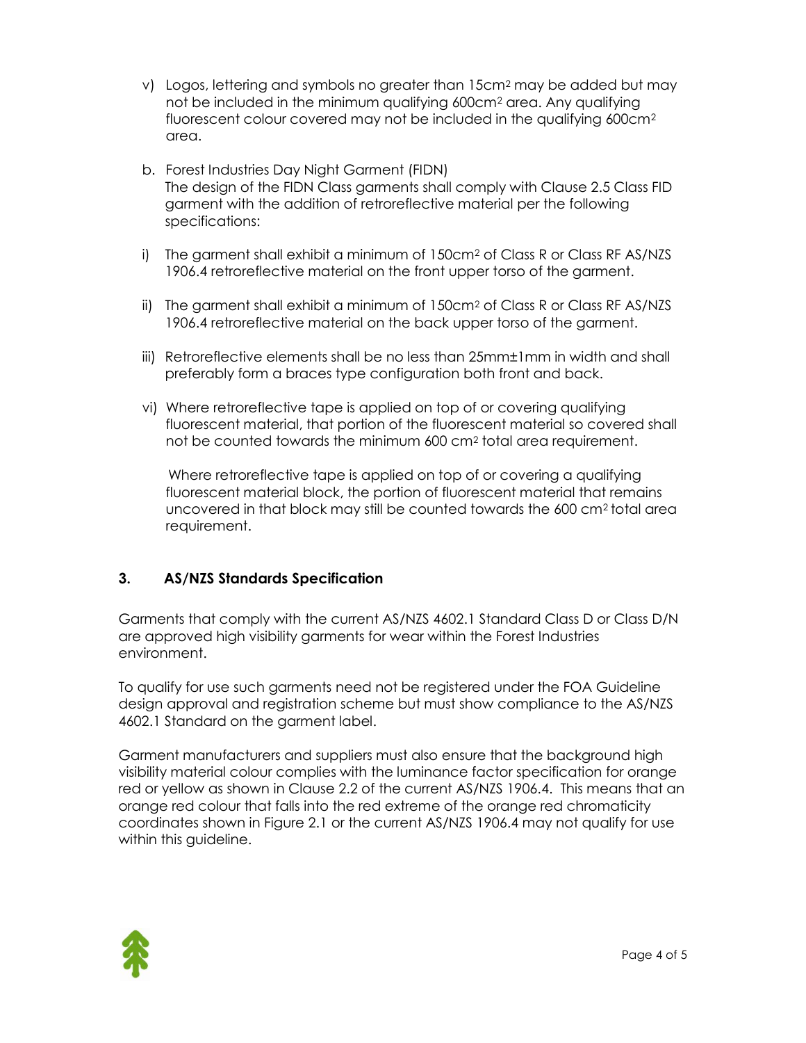v) Logos, lettering and symbols no greater than 15cm$^2$ may be added but may not be included in the minimum qualifying 600cm$^2$ area. Any qualifying fluorescent colour covered may not be included in the qualifying 600cm$^2$ area.

b. Forest Industries Day Night Garment (FIDN)
   The design of the FIDN Class garments shall comply with Clause 2.5 Class FID garment with the addition of retroreflective material per the following specifications:

i) The garment shall exhibit a minimum of 150cm$^2$ of Class R or Class RF AS/NZS 1906.4 retroreflective material on the front upper torso of the garment.

ii) The garment shall exhibit a minimum of 150cm$^2$ of Class R or Class RF AS/NZS 1906.4 retroreflective material on the back upper torso of the garment.

iii) Retroreflective elements shall be no less than 25mm±1mm in width and shall preferably form a braces type configuration both front and back.

vi) Where retroreflective tape is applied on top of or covering qualifying fluorescent material, that portion of the fluorescent material so covered shall not be counted towards the minimum 600 cm$^2$ total area requirement.

   Where retroreflective tape is applied on top of or covering a qualifying fluorescent material block, the portion of fluorescent material that remains uncovered in that block may still be counted towards the 600 cm$^2$ total area requirement.

## 3. AS/NZS Standards Specification

Garments that comply with the current AS/NZS 4602.1 Standard Class D or Class D/N are approved high visibility garments for wear within the Forest Industries environment.

To qualify for use such garments need not be registered under the FOA Guideline design approval and registration scheme but must show compliance to the AS/NZS 4602.1 Standard on the garment label.

Garment manufacturers and suppliers must also ensure that the background high visibility material colour complies with the luminance factor specification for orange red or yellow as shown in Clause 2.2 of the current AS/NZS 1906.4. This means that an orange red colour that falls into the red extreme of the orange red chromaticity coordinates shown in Figure 2.1 or the current AS/NZS 1906.4 may not qualify for use within this guideline.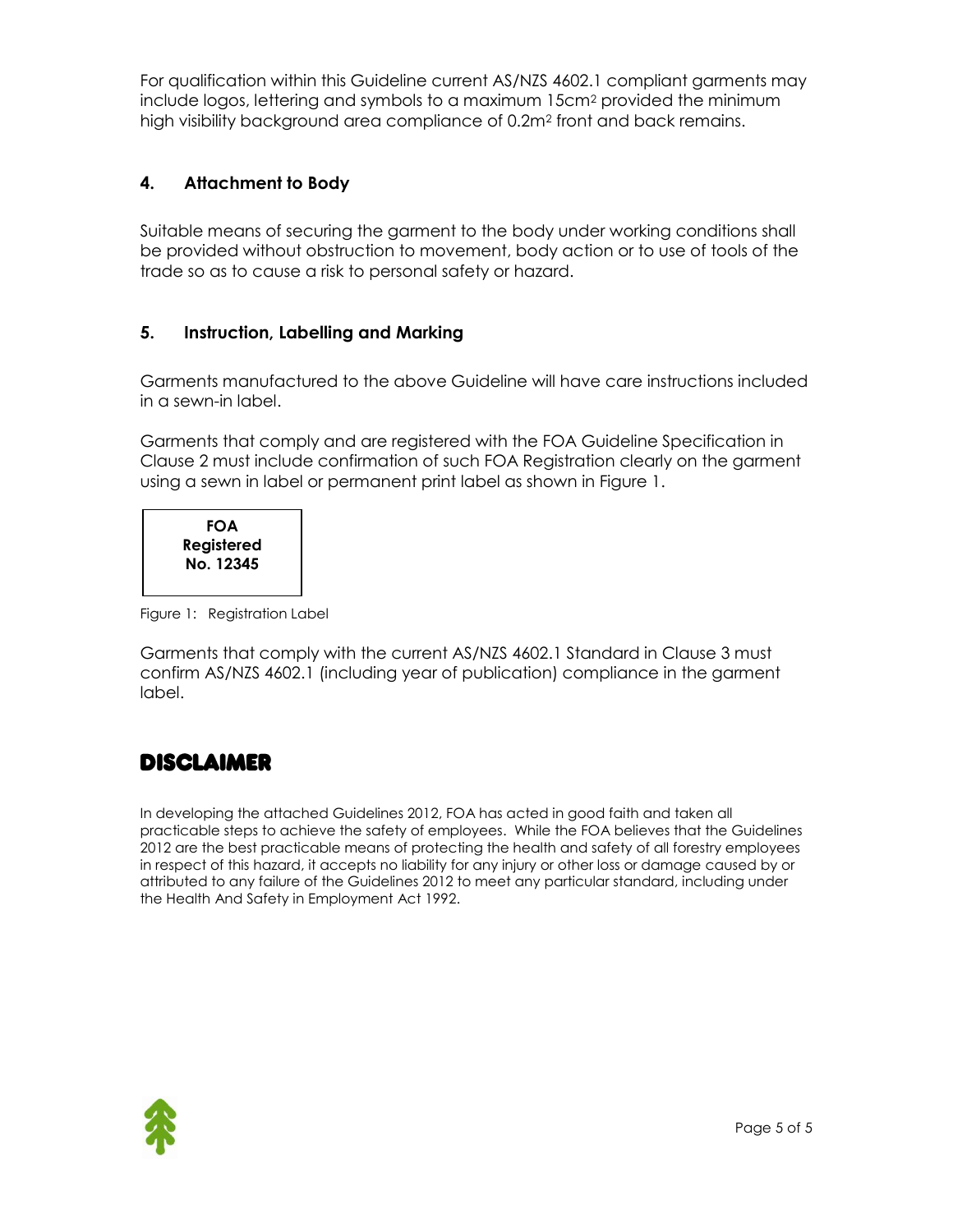For qualification within this Guideline current AS/NZS 4602.1 compliant garments may include logos, lettering and symbols to a maximum 15cm$^2$ provided the minimum high visibility background area compliance of 0.2m$^2$ front and back remains.

## 4. Attachment to Body

Suitable means of securing the garment to the body under working conditions shall be provided without obstruction to movement, body action or to use of tools of the trade so as to cause a risk to personal safety or hazard.

## 5. Instruction, Labelling and Marking

Garments manufactured to the above Guideline will have care instructions included in a sewn-in label.

Garments that comply and are registered with the FOA Guideline Specification in Clause 2 must include confirmation of such FOA Registration clearly on the garment using a sewn in label or permanent print label as shown in Figure 1.

**FOA**
**Registered**
**No. 12345**

Figure 1: Registration Label

Garments that comply with the current AS/NZS 4602.1 Standard in Clause 3 must confirm AS/NZS 4602.1 (including year of publication) compliance in the garment label.

# DISCLAIMER

In developing the attached Guidelines 2012, FOA has acted in good faith and taken all practicable steps to achieve the safety of employees. While the FOA believes that the Guidelines 2012 are the best practicable means of protecting the health and safety of all forestry employees in respect of this hazard, it accepts no liability for any injury or other loss or damage caused by or attributed to any failure of the Guidelines 2012 to meet any particular standard, including under the Health And Safety in Employment Act 1992.